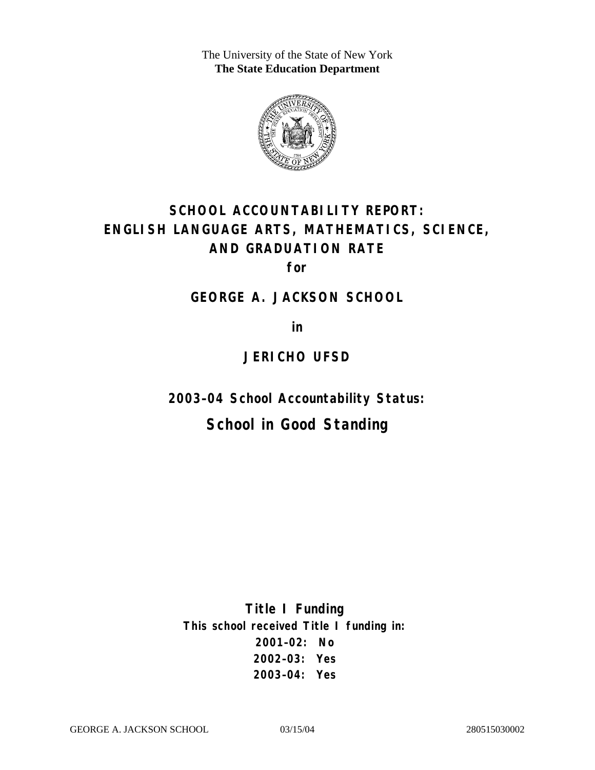The University of the State of New York
**The State Education Department**

# SCHOOL ACCOUNTABILITY REPORT: ENGLISH LANGUAGE ARTS, MATHEMATICS, SCIENCE, AND GRADUATION RATE

**for**

## GEORGE A. JACKSON SCHOOL

**in**

## JERICHO UFSD

**2003–04 School Accountability Status:**

## School in Good Standing

**Title I Funding**

**This school received Title I funding in:**

**2001–02: No**
**2002–03: Yes**
**2003–04: Yes**

GEORGE A. JACKSON SCHOOL 03/15/04 280515030002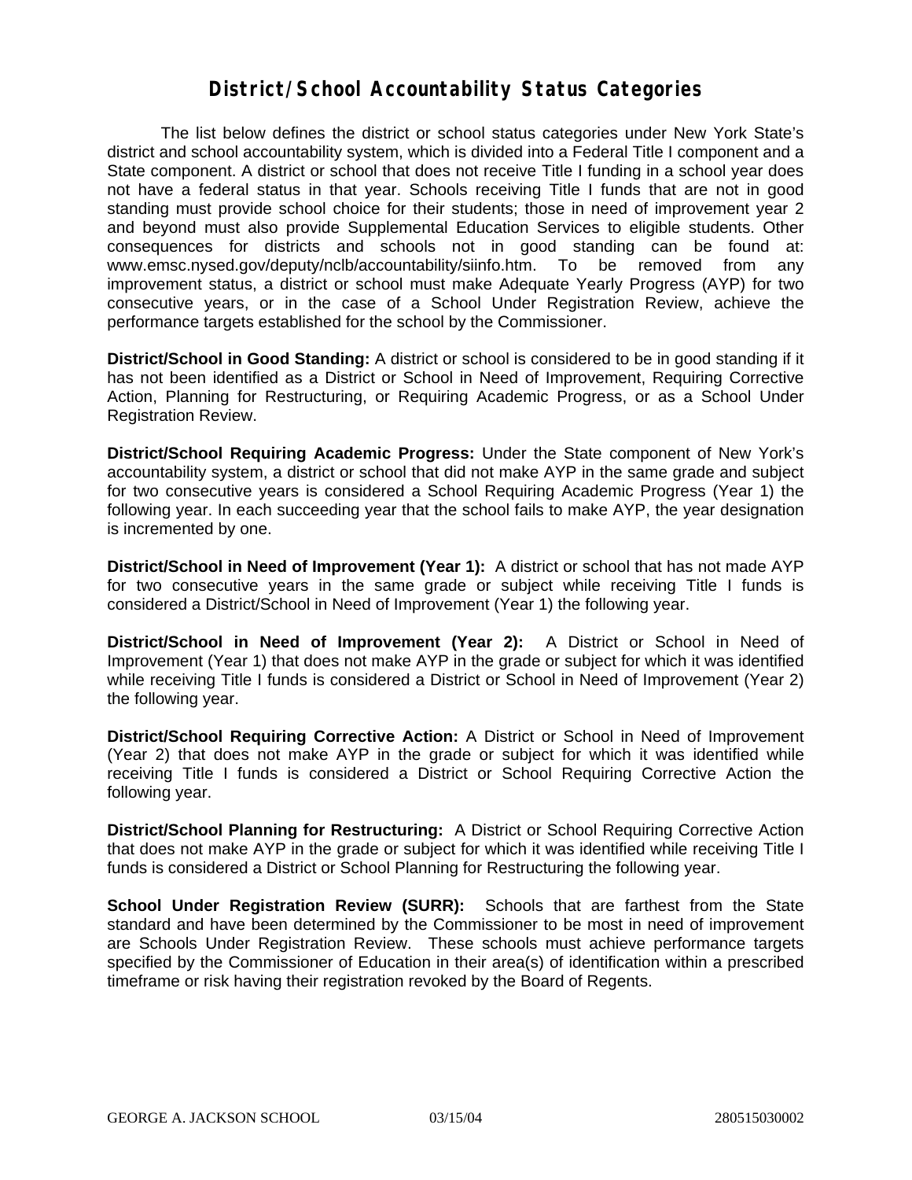# District/School Accountability Status Categories

The list below defines the district or school status categories under New York State's district and school accountability system, which is divided into a Federal Title I component and a State component. A district or school that does not receive Title I funding in a school year does not have a federal status in that year. Schools receiving Title I funds that are not in good standing must provide school choice for their students; those in need of improvement year 2 and beyond must also provide Supplemental Education Services to eligible students. Other consequences for districts and schools not in good standing can be found at: www.emsc.nysed.gov/deputy/nclb/accountability/siinfo.htm. To be removed from any improvement status, a district or school must make Adequate Yearly Progress (AYP) for two consecutive years, or in the case of a School Under Registration Review, achieve the performance targets established for the school by the Commissioner.

**District/School in Good Standing:** A district or school is considered to be in good standing if it has not been identified as a District or School in Need of Improvement, Requiring Corrective Action, Planning for Restructuring, or Requiring Academic Progress, or as a School Under Registration Review.

**District/School Requiring Academic Progress:** Under the State component of New York's accountability system, a district or school that did not make AYP in the same grade and subject for two consecutive years is considered a School Requiring Academic Progress (Year 1) the following year. In each succeeding year that the school fails to make AYP, the year designation is incremented by one.

**District/School in Need of Improvement (Year 1):** A district or school that has not made AYP for two consecutive years in the same grade or subject while receiving Title I funds is considered a District/School in Need of Improvement (Year 1) the following year.

**District/School in Need of Improvement (Year 2):** A District or School in Need of Improvement (Year 1) that does not make AYP in the grade or subject for which it was identified while receiving Title I funds is considered a District or School in Need of Improvement (Year 2) the following year.

**District/School Requiring Corrective Action:** A District or School in Need of Improvement (Year 2) that does not make AYP in the grade or subject for which it was identified while receiving Title I funds is considered a District or School Requiring Corrective Action the following year.

**District/School Planning for Restructuring:** A District or School Requiring Corrective Action that does not make AYP in the grade or subject for which it was identified while receiving Title I funds is considered a District or School Planning for Restructuring the following year.

**School Under Registration Review (SURR):** Schools that are farthest from the State standard and have been determined by the Commissioner to be most in need of improvement are Schools Under Registration Review. These schools must achieve performance targets specified by the Commissioner of Education in their area(s) of identification within a prescribed timeframe or risk having their registration revoked by the Board of Regents.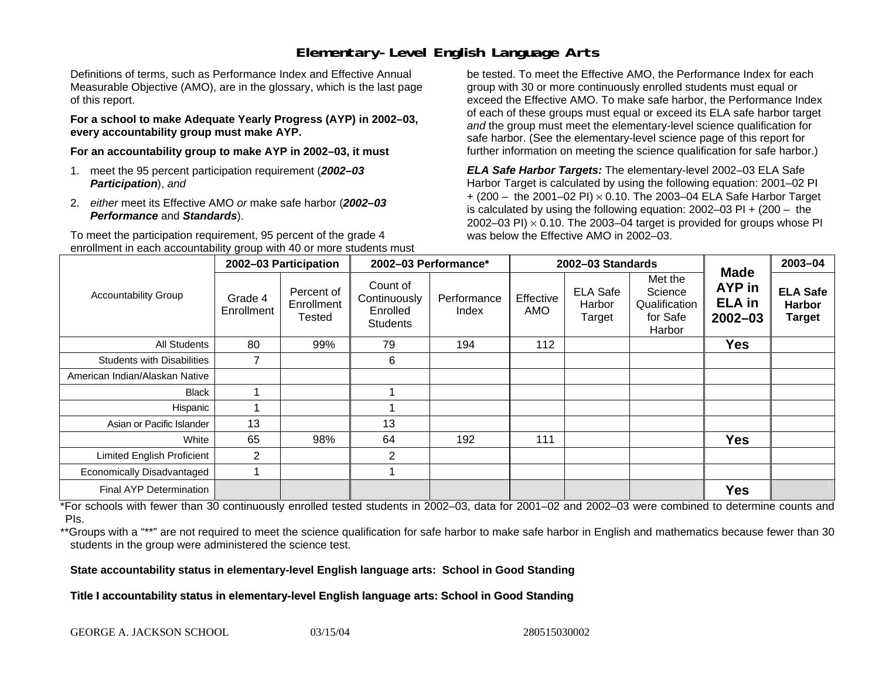# Elementary-Level English Language Arts

Definitions of terms, such as Performance Index and Effective Annual Measurable Objective (AMO), are in the glossary, which is the last page of this report.

**For a school to make Adequate Yearly Progress (AYP) in 2002–03, every accountability group must make AYP.**

**For an accountability group to make AYP in 2002–03, it must**

1. meet the 95 percent participation requirement (***2002–03 Participation***), *and*
2. *either* meet its Effective AMO *or* make safe harbor (***2002–03 Performance*** and ***Standards***).

To meet the participation requirement, 95 percent of the grade 4 enrollment in each accountability group with 40 or more students must be tested. To meet the Effective AMO, the Performance Index for each group with 30 or more continuously enrolled students must equal or exceed the Effective AMO. To make safe harbor, the Performance Index of each of these groups must equal or exceed its ELA safe harbor target *and* the group must meet the elementary-level science qualification for safe harbor. (See the elementary-level science page of this report for further information on meeting the science qualification for safe harbor.)

***ELA Safe Harbor Targets:*** The elementary-level 2002–03 ELA Safe Harbor Target is calculated by using the following equation: 2001–02 PI + (200 – the 2001–02 PI) $\times$ 0.10. The 2003–04 ELA Safe Harbor Target is calculated by using the following equation: 2002–03 PI + (200 – the 2002–03 PI) $\times$ 0.10. The 2003–04 target is provided for groups whose PI was below the Effective AMO in 2002–03.

| Accountability Group | 2002–03 Participation | | 2002–03 Performance* | | 2002–03 Standards | | | Made AYP in ELA in 2002–03 | 2003–04 |
|---|---|---|---|---|---|---|---|---|---|
| | Grade 4 Enrollment | Percent of Enrollment Tested | Count of Continuously Enrolled Students | Performance Index | Effective AMO | ELA Safe Harbor Target | Met the Science Qualification for Safe Harbor | | ELA Safe Harbor Target |
| All Students | 80 | 99% | 79 | 194 | 112 | | | **Yes** | |
| Students with Disabilities | 7 | | 6 | | | | | | |
| American Indian/Alaskan Native | | | | | | | | | |
| Black | 1 | | 1 | | | | | | |
| Hispanic | 1 | | 1 | | | | | | |
| Asian or Pacific Islander | 13 | | 13 | | | | | | |
| White | 65 | 98% | 64 | 192 | 111 | | | **Yes** | |
| Limited English Proficient | 2 | | 2 | | | | | | |
| Economically Disadvantaged | 1 | | 1 | | | | | | |
| Final AYP Determination | | | | | | | | **Yes** | |

*For schools with fewer than 30 continuously enrolled tested students in 2002–03, data for 2001–02 and 2002–03 were combined to determine counts and PIs.

**Groups with a "**" are not required to meet the science qualification for safe harbor to make safe harbor in English and mathematics because fewer than 30 students in the group were administered the science test.

**State accountability status in elementary-level English language arts: School in Good Standing**

**Title I accountability status in elementary-level English language arts: School in Good Standing**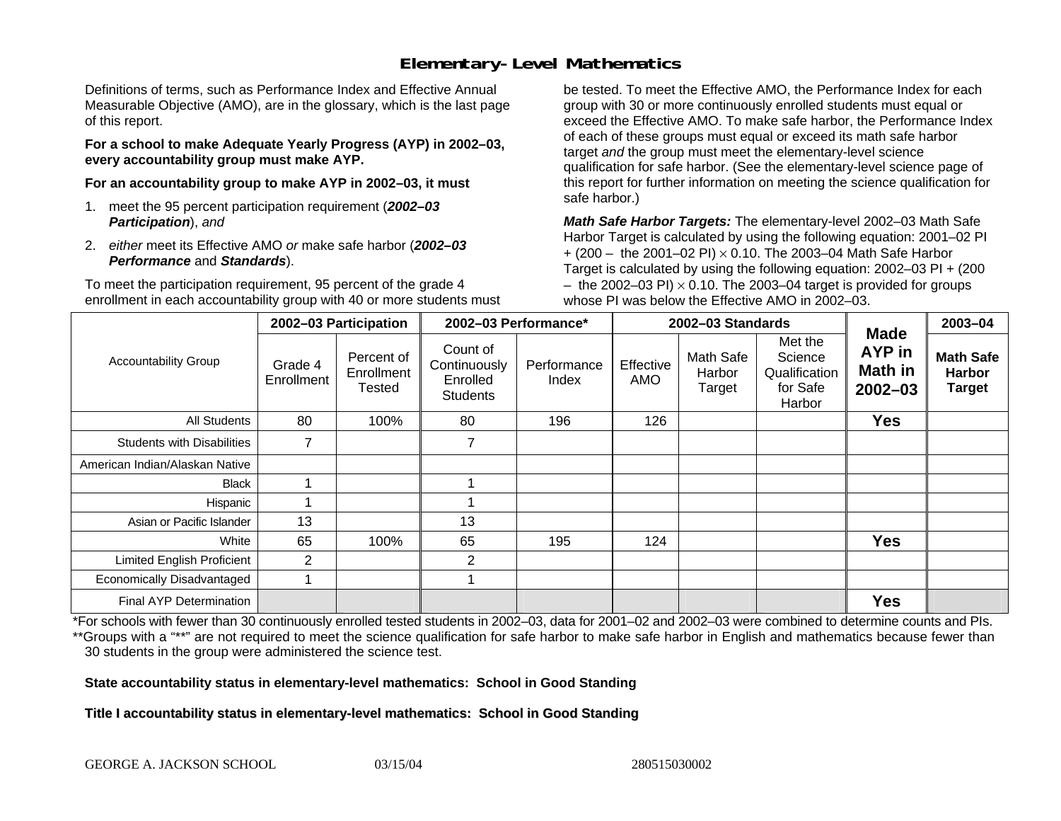# Elementary-Level Mathematics

Definitions of terms, such as Performance Index and Effective Annual Measurable Objective (AMO), are in the glossary, which is the last page of this report.

**For a school to make Adequate Yearly Progress (AYP) in 2002–03, every accountability group must make AYP.**

**For an accountability group to make AYP in 2002–03, it must**

1. meet the 95 percent participation requirement (***2002–03 Participation***), *and*
2. *either* meet its Effective AMO *or* make safe harbor (***2002–03 Performance*** and ***Standards***).

To meet the participation requirement, 95 percent of the grade 4 enrollment in each accountability group with 40 or more students must be tested. To meet the Effective AMO, the Performance Index for each group with 30 or more continuously enrolled students must equal or exceed the Effective AMO. To make safe harbor, the Performance Index of each of these groups must equal or exceed its math safe harbor target *and* the group must meet the elementary-level science qualification for safe harbor. (See the elementary-level science page of this report for further information on meeting the science qualification for safe harbor.)

***Math Safe Harbor Targets:*** The elementary-level 2002–03 Math Safe Harbor Target is calculated by using the following equation: 2001–02 PI + (200 – the 2001–02 PI) $\times$ 0.10. The 2003–04 Math Safe Harbor Target is calculated by using the following equation: 2002–03 PI + (200 – the 2002–03 PI) $\times$ 0.10. The 2003–04 target is provided for groups whose PI was below the Effective AMO in 2002–03.

| Accountability Group | 2002–03 Participation | | 2002–03 Performance* | | 2002–03 Standards | | | Made AYP in Math in 2002–03 | 2003–04 |
|---|---|---|---|---|---|---|---|---|---|
| | Grade 4 Enrollment | Percent of Enrollment Tested | Count of Continuously Enrolled Students | Performance Index | Effective AMO | Math Safe Harbor Target | Met the Science Qualification for Safe Harbor | | Math Safe Harbor Target |
| All Students | 80 | 100% | 80 | 196 | 126 | | | Yes | |
| Students with Disabilities | 7 | | 7 | | | | | | |
| American Indian/Alaskan Native | | | | | | | | | |
| Black | 1 | | 1 | | | | | | |
| Hispanic | 1 | | 1 | | | | | | |
| Asian or Pacific Islander | 13 | | 13 | | | | | | |
| White | 65 | 100% | 65 | 195 | 124 | | | Yes | |
| Limited English Proficient | 2 | | 2 | | | | | | |
| Economically Disadvantaged | 1 | | 1 | | | | | | |
| Final AYP Determination | | | | | | | | Yes | |

*For schools with fewer than 30 continuously enrolled tested students in 2002–03, data for 2001–02 and 2002–03 were combined to determine counts and PIs.

**Groups with a "**" are not required to meet the science qualification for safe harbor to make safe harbor in English and mathematics because fewer than 30 students in the group were administered the science test.

**State accountability status in elementary-level mathematics: School in Good Standing**

**Title I accountability status in elementary-level mathematics: School in Good Standing**

GEORGE A. JACKSON SCHOOL 03/15/04 280515030002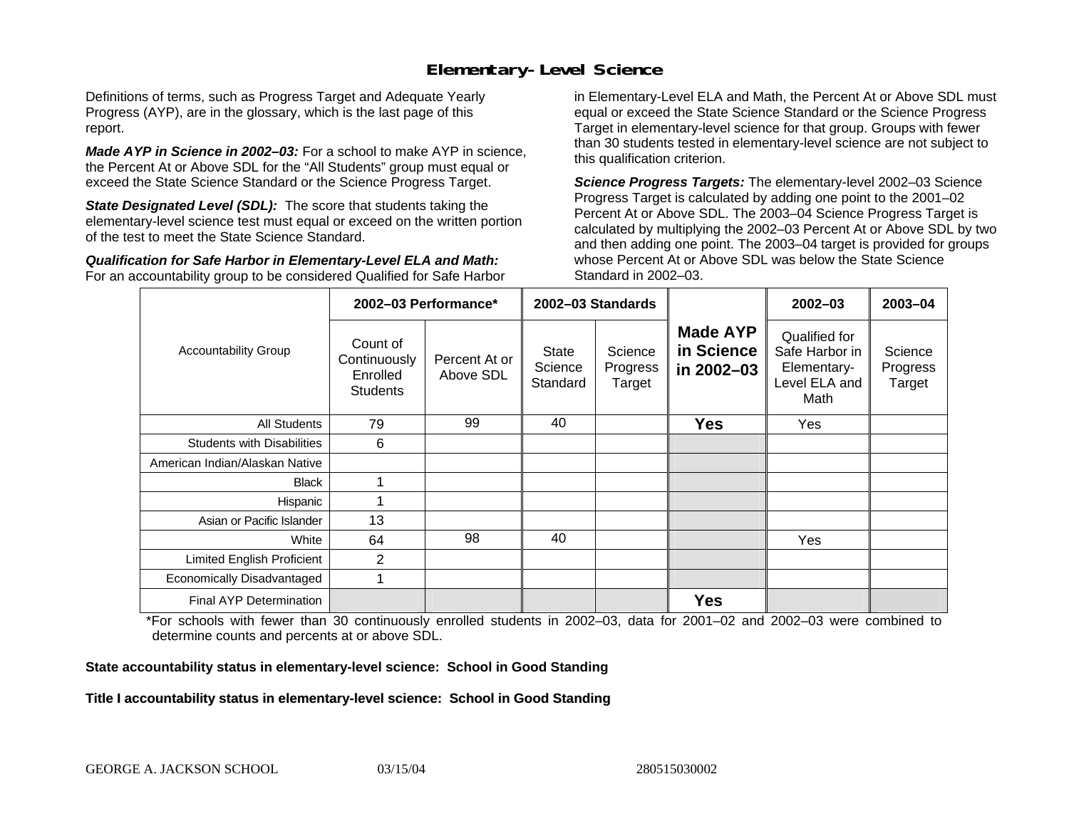# Elementary-Level Science

Definitions of terms, such as Progress Target and Adequate Yearly Progress (AYP), are in the glossary, which is the last page of this report.

***Made AYP in Science in 2002–03:*** For a school to make AYP in science, the Percent At or Above SDL for the "All Students" group must equal or exceed the State Science Standard or the Science Progress Target.

***State Designated Level (SDL):*** The score that students taking the elementary-level science test must equal or exceed on the written portion of the test to meet the State Science Standard.

***Qualification for Safe Harbor in Elementary-Level ELA and Math:*** For an accountability group to be considered Qualified for Safe Harbor in Elementary-Level ELA and Math, the Percent At or Above SDL must equal or exceed the State Science Standard or the Science Progress Target in elementary-level science for that group. Groups with fewer than 30 students tested in elementary-level science are not subject to this qualification criterion.

***Science Progress Targets:*** The elementary-level 2002–03 Science Progress Target is calculated by adding one point to the 2001–02 Percent At or Above SDL. The 2003–04 Science Progress Target is calculated by multiplying the 2002–03 Percent At or Above SDL by two and then adding one point. The 2003–04 target is provided for groups whose Percent At or Above SDL was below the State Science Standard in 2002–03.

| Accountability Group | 2002–03 Performance* | | 2002–03 Standards | | Made AYP in Science in 2002–03 | 2002–03 | 2003–04 |
|---|---|---|---|---|---|---|---|
| | Count of Continuously Enrolled Students | Percent At or Above SDL | State Science Standard | Science Progress Target | | Qualified for Safe Harbor in Elementary-Level ELA and Math | Science Progress Target |
| All Students | 79 | 99 | 40 | | **Yes** | Yes | |
| Students with Disabilities | 6 | | | | | | |
| American Indian/Alaskan Native | | | | | | | |
| Black | 1 | | | | | | |
| Hispanic | 1 | | | | | | |
| Asian or Pacific Islander | 13 | | | | | | |
| White | 64 | 98 | 40 | | | Yes | |
| Limited English Proficient | 2 | | | | | | |
| Economically Disadvantaged | 1 | | | | | | |
| Final AYP Determination | | | | | **Yes** | | |

*For schools with fewer than 30 continuously enrolled students in 2002–03, data for 2001–02 and 2002–03 were combined to determine counts and percents at or above SDL.

**State accountability status in elementary-level science: School in Good Standing**

**Title I accountability status in elementary-level science: School in Good Standing**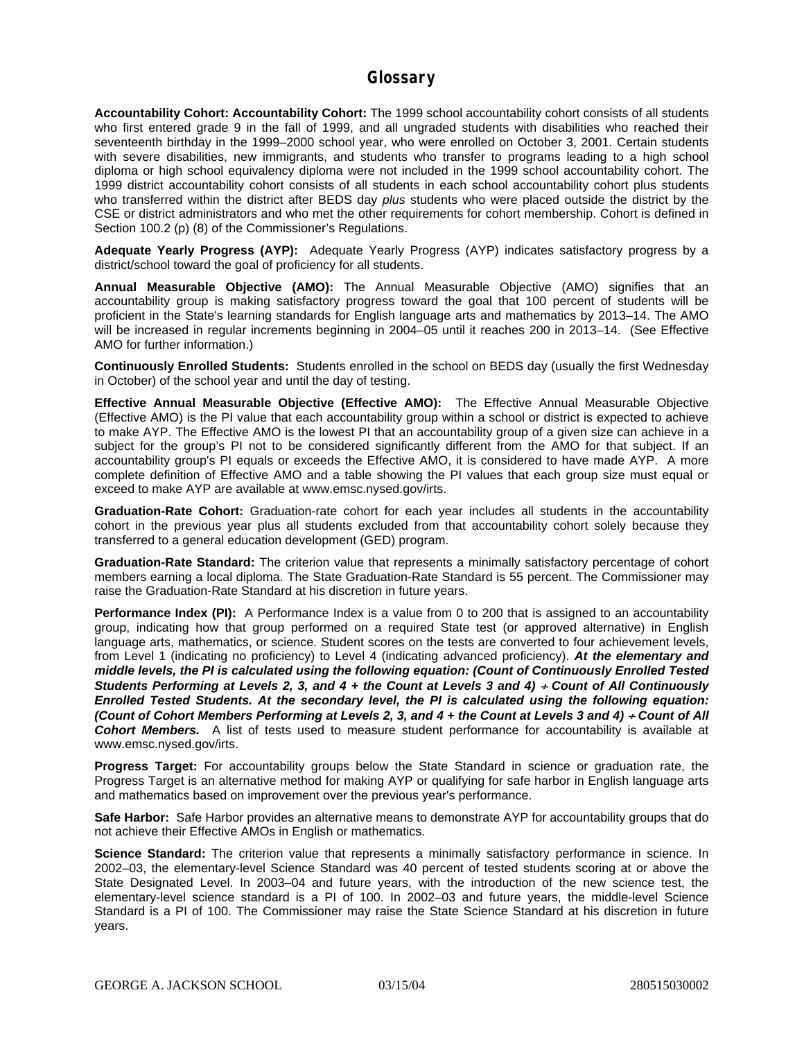# Glossary

**Accountability Cohort: Accountability Cohort:** The 1999 school accountability cohort consists of all students who first entered grade 9 in the fall of 1999, and all ungraded students with disabilities who reached their seventeenth birthday in the 1999–2000 school year, who were enrolled on October 3, 2001. Certain students with severe disabilities, new immigrants, and students who transfer to programs leading to a high school diploma or high school equivalency diploma were not included in the 1999 school accountability cohort. The 1999 district accountability cohort consists of all students in each school accountability cohort plus students who transferred within the district after BEDS day *plus* students who were placed outside the district by the CSE or district administrators and who met the other requirements for cohort membership. Cohort is defined in Section 100.2 (p) (8) of the Commissioner's Regulations.

**Adequate Yearly Progress (AYP):** Adequate Yearly Progress (AYP) indicates satisfactory progress by a district/school toward the goal of proficiency for all students.

**Annual Measurable Objective (AMO):** The Annual Measurable Objective (AMO) signifies that an accountability group is making satisfactory progress toward the goal that 100 percent of students will be proficient in the State's learning standards for English language arts and mathematics by 2013–14. The AMO will be increased in regular increments beginning in 2004–05 until it reaches 200 in 2013–14. (See Effective AMO for further information.)

**Continuously Enrolled Students:** Students enrolled in the school on BEDS day (usually the first Wednesday in October) of the school year and until the day of testing.

**Effective Annual Measurable Objective (Effective AMO):** The Effective Annual Measurable Objective (Effective AMO) is the PI value that each accountability group within a school or district is expected to achieve to make AYP. The Effective AMO is the lowest PI that an accountability group of a given size can achieve in a subject for the group's PI not to be considered significantly different from the AMO for that subject. If an accountability group's PI equals or exceeds the Effective AMO, it is considered to have made AYP. A more complete definition of Effective AMO and a table showing the PI values that each group size must equal or exceed to make AYP are available at www.emsc.nysed.gov/irts.

**Graduation-Rate Cohort:** Graduation-rate cohort for each year includes all students in the accountability cohort in the previous year plus all students excluded from that accountability cohort solely because they transferred to a general education development (GED) program.

**Graduation-Rate Standard:** The criterion value that represents a minimally satisfactory percentage of cohort members earning a local diploma. The State Graduation-Rate Standard is 55 percent. The Commissioner may raise the Graduation-Rate Standard at his discretion in future years.

**Performance Index (PI):** A Performance Index is a value from 0 to 200 that is assigned to an accountability group, indicating how that group performed on a required State test (or approved alternative) in English language arts, mathematics, or science. Student scores on the tests are converted to four achievement levels, from Level 1 (indicating no proficiency) to Level 4 (indicating advanced proficiency). ***At the elementary and middle levels, the PI is calculated using the following equation: (Count of Continuously Enrolled Tested Students Performing at Levels 2, 3, and 4 + the Count at Levels 3 and 4) ÷ Count of All Continuously Enrolled Tested Students. At the secondary level, the PI is calculated using the following equation: (Count of Cohort Members Performing at Levels 2, 3, and 4 + the Count at Levels 3 and 4) ÷ Count of All Cohort Members.*** A list of tests used to measure student performance for accountability is available at www.emsc.nysed.gov/irts.

**Progress Target:** For accountability groups below the State Standard in science or graduation rate, the Progress Target is an alternative method for making AYP or qualifying for safe harbor in English language arts and mathematics based on improvement over the previous year's performance.

**Safe Harbor:** Safe Harbor provides an alternative means to demonstrate AYP for accountability groups that do not achieve their Effective AMOs in English or mathematics.

**Science Standard:** The criterion value that represents a minimally satisfactory performance in science. In 2002–03, the elementary-level Science Standard was 40 percent of tested students scoring at or above the State Designated Level. In 2003–04 and future years, with the introduction of the new science test, the elementary-level science standard is a PI of 100. In 2002–03 and future years, the middle-level Science Standard is a PI of 100. The Commissioner may raise the State Science Standard at his discretion in future years.